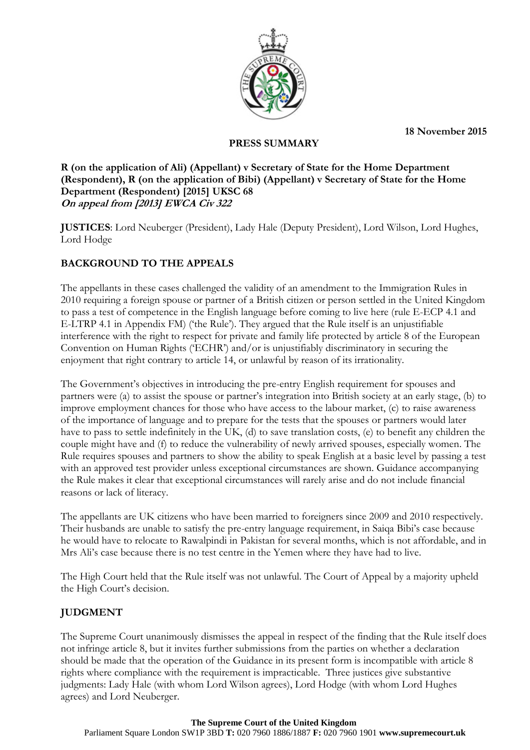18 November 2015

# PRESS SUMMARY

**R (on the application of Ali) (Appellant) v Secretary of State for the Home Department (Respondent), R (on the application of Bibi) (Appellant) v Secretary of State for the Home Department (Respondent) [2015] UKSC 68**
***On appeal from [2013] EWCA Civ 322***

**JUSTICES**: Lord Neuberger (President), Lady Hale (Deputy President), Lord Wilson, Lord Hughes, Lord Hodge

## BACKGROUND TO THE APPEALS

The appellants in these cases challenged the validity of an amendment to the Immigration Rules in 2010 requiring a foreign spouse or partner of a British citizen or person settled in the United Kingdom to pass a test of competence in the English language before coming to live here (rule E-ECP 4.1 and E-LTRP 4.1 in Appendix FM) ('the Rule'). They argued that the Rule itself is an unjustifiable interference with the right to respect for private and family life protected by article 8 of the European Convention on Human Rights ('ECHR') and/or is unjustifiably discriminatory in securing the enjoyment that right contrary to article 14, or unlawful by reason of its irrationality.

The Government's objectives in introducing the pre-entry English requirement for spouses and partners were (a) to assist the spouse or partner's integration into British society at an early stage, (b) to improve employment chances for those who have access to the labour market, (c) to raise awareness of the importance of language and to prepare for the tests that the spouses or partners would later have to pass to settle indefinitely in the UK, (d) to save translation costs, (e) to benefit any children the couple might have and (f) to reduce the vulnerability of newly arrived spouses, especially women. The Rule requires spouses and partners to show the ability to speak English at a basic level by passing a test with an approved test provider unless exceptional circumstances are shown. Guidance accompanying the Rule makes it clear that exceptional circumstances will rarely arise and do not include financial reasons or lack of literacy.

The appellants are UK citizens who have been married to foreigners since 2009 and 2010 respectively. Their husbands are unable to satisfy the pre-entry language requirement, in Saiqa Bibi's case because he would have to relocate to Rawalpindi in Pakistan for several months, which is not affordable, and in Mrs Ali's case because there is no test centre in the Yemen where they have had to live.

The High Court held that the Rule itself was not unlawful. The Court of Appeal by a majority upheld the High Court's decision.

## JUDGMENT

The Supreme Court unanimously dismisses the appeal in respect of the finding that the Rule itself does not infringe article 8, but it invites further submissions from the parties on whether a declaration should be made that the operation of the Guidance in its present form is incompatible with article 8 rights where compliance with the requirement is impracticable. Three justices give substantive judgments: Lady Hale (with whom Lord Wilson agrees), Lord Hodge (with whom Lord Hughes agrees) and Lord Neuberger.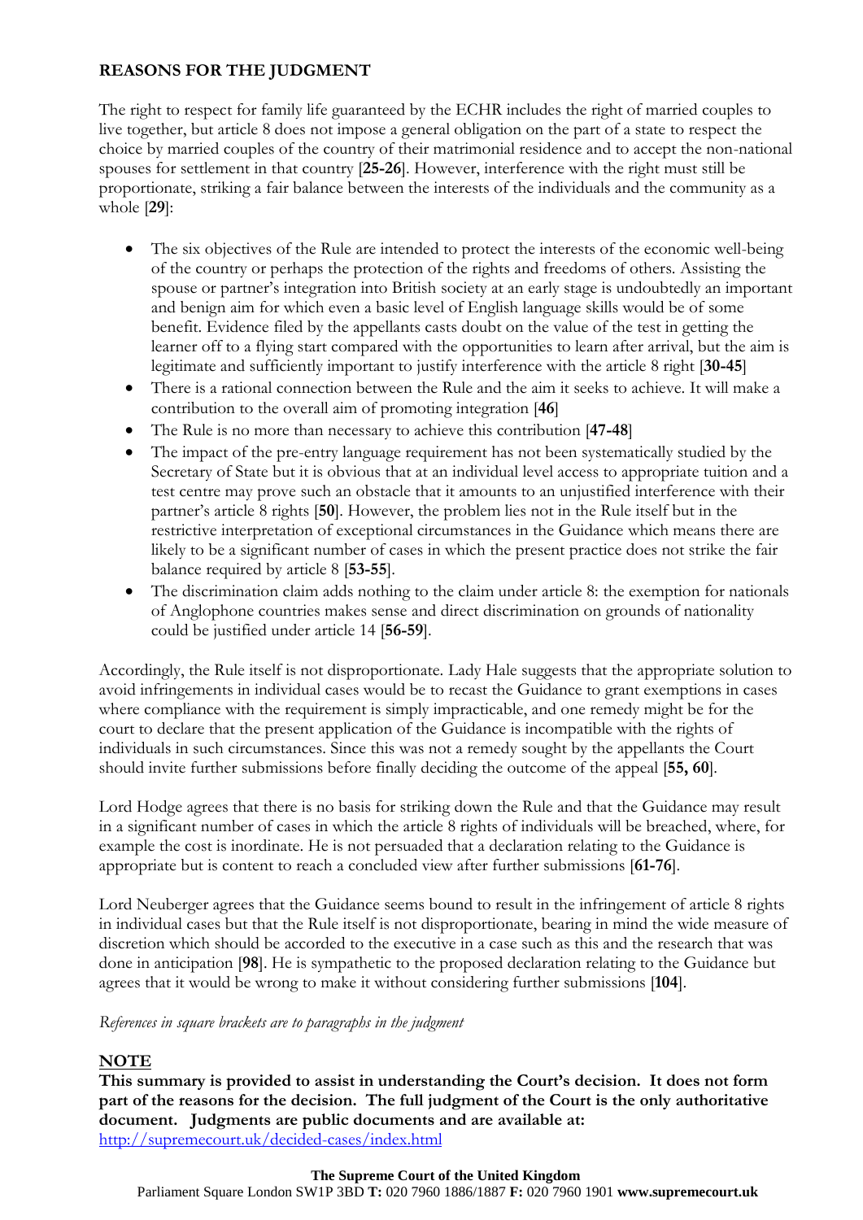**REASONS FOR THE JUDGMENT**

The right to respect for family life guaranteed by the ECHR includes the right of married couples to live together, but article 8 does not impose a general obligation on the part of a state to respect the choice by married couples of the country of their matrimonial residence and to accept the non-national spouses for settlement in that country [**25-26**]. However, interference with the right must still be proportionate, striking a fair balance between the interests of the individuals and the community as a whole [**29**]:

- The six objectives of the Rule are intended to protect the interests of the economic well-being of the country or perhaps the protection of the rights and freedoms of others. Assisting the spouse or partner's integration into British society at an early stage is undoubtedly an important and benign aim for which even a basic level of English language skills would be of some benefit. Evidence filed by the appellants casts doubt on the value of the test in getting the learner off to a flying start compared with the opportunities to learn after arrival, but the aim is legitimate and sufficiently important to justify interference with the article 8 right [**30-45**]
- There is a rational connection between the Rule and the aim it seeks to achieve. It will make a contribution to the overall aim of promoting integration [**46**]
- The Rule is no more than necessary to achieve this contribution [**47-48**]
- The impact of the pre-entry language requirement has not been systematically studied by the Secretary of State but it is obvious that at an individual level access to appropriate tuition and a test centre may prove such an obstacle that it amounts to an unjustified interference with their partner's article 8 rights [**50**]. However, the problem lies not in the Rule itself but in the restrictive interpretation of exceptional circumstances in the Guidance which means there are likely to be a significant number of cases in which the present practice does not strike the fair balance required by article 8 [**53-55**].
- The discrimination claim adds nothing to the claim under article 8: the exemption for nationals of Anglophone countries makes sense and direct discrimination on grounds of nationality could be justified under article 14 [**56-59**].

Accordingly, the Rule itself is not disproportionate. Lady Hale suggests that the appropriate solution to avoid infringements in individual cases would be to recast the Guidance to grant exemptions in cases where compliance with the requirement is simply impracticable, and one remedy might be for the court to declare that the present application of the Guidance is incompatible with the rights of individuals in such circumstances. Since this was not a remedy sought by the appellants the Court should invite further submissions before finally deciding the outcome of the appeal [**55, 60**].

Lord Hodge agrees that there is no basis for striking down the Rule and that the Guidance may result in a significant number of cases in which the article 8 rights of individuals will be breached, where, for example the cost is inordinate. He is not persuaded that a declaration relating to the Guidance is appropriate but is content to reach a concluded view after further submissions [**61-76**].

Lord Neuberger agrees that the Guidance seems bound to result in the infringement of article 8 rights in individual cases but that the Rule itself is not disproportionate, bearing in mind the wide measure of discretion which should be accorded to the executive in a case such as this and the research that was done in anticipation [**98**]. He is sympathetic to the proposed declaration relating to the Guidance but agrees that it would be wrong to make it without considering further submissions [**104**].

*References in square brackets are to paragraphs in the judgment*

**NOTE**

**This summary is provided to assist in understanding the Court's decision. It does not form part of the reasons for the decision. The full judgment of the Court is the only authoritative document. Judgments are public documents and are available at:**
http://supremecourt.uk/decided-cases/index.html

**The Supreme Court of the United Kingdom**
Parliament Square London SW1P 3BD **T:** 020 7960 1886/1887 **F:** 020 7960 1901 **www.supremecourt.uk**